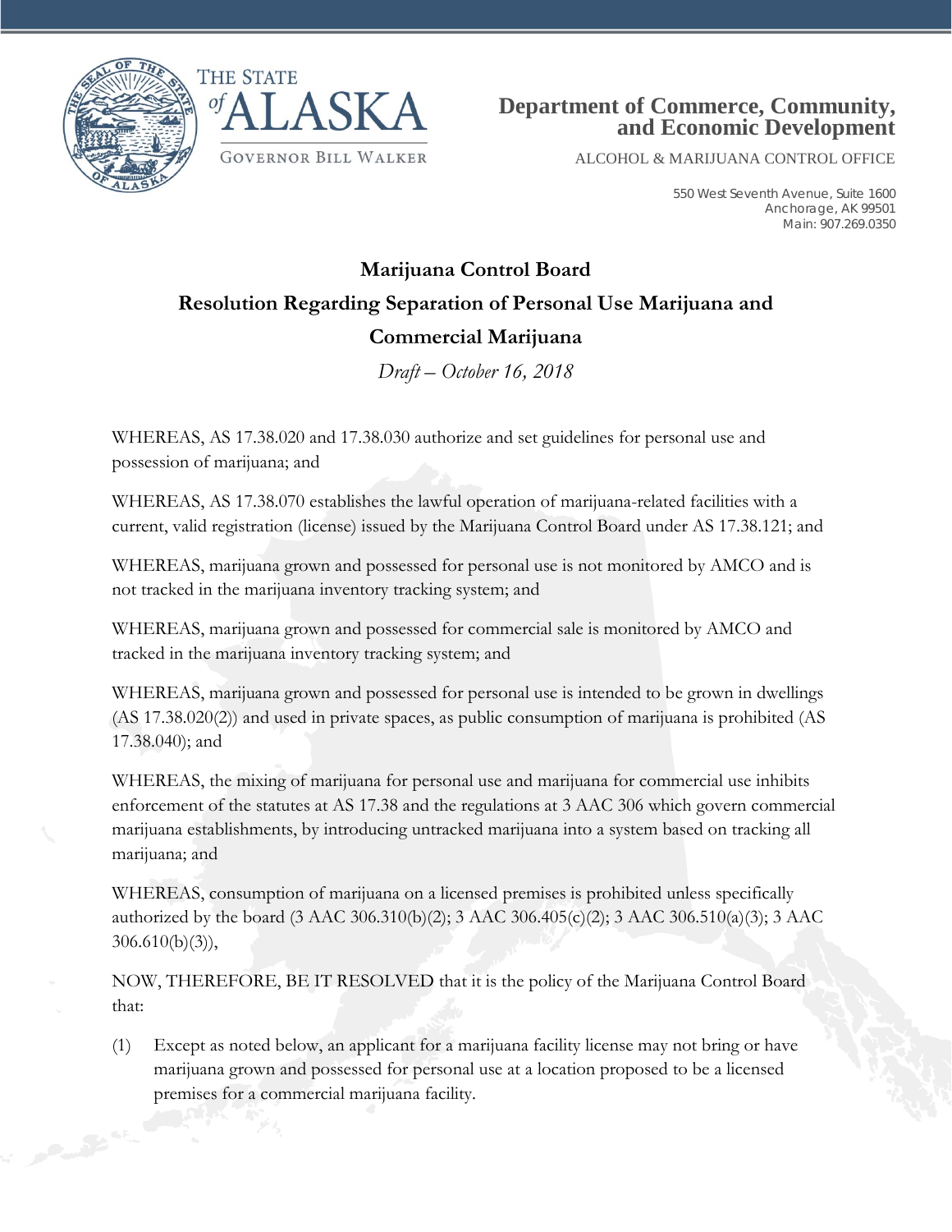THE STATE *of* ALASKA

GOVERNOR BILL WALKER

**Department of Commerce, Community, and Economic Development**

ALCOHOL & MARIJUANA CONTROL OFFICE

550 West Seventh Avenue, Suite 1600
Anchorage, AK 99501
Main: 907.269.0350

## Marijuana Control Board

## Resolution Regarding Separation of Personal Use Marijuana and Commercial Marijuana

*Draft – October 16, 2018*

WHEREAS, AS 17.38.020 and 17.38.030 authorize and set guidelines for personal use and possession of marijuana; and

WHEREAS, AS 17.38.070 establishes the lawful operation of marijuana-related facilities with a current, valid registration (license) issued by the Marijuana Control Board under AS 17.38.121; and

WHEREAS, marijuana grown and possessed for personal use is not monitored by AMCO and is not tracked in the marijuana inventory tracking system; and

WHEREAS, marijuana grown and possessed for commercial sale is monitored by AMCO and tracked in the marijuana inventory tracking system; and

WHEREAS, marijuana grown and possessed for personal use is intended to be grown in dwellings (AS 17.38.020(2)) and used in private spaces, as public consumption of marijuana is prohibited (AS 17.38.040); and

WHEREAS, the mixing of marijuana for personal use and marijuana for commercial use inhibits enforcement of the statutes at AS 17.38 and the regulations at 3 AAC 306 which govern commercial marijuana establishments, by introducing untracked marijuana into a system based on tracking all marijuana; and

WHEREAS, consumption of marijuana on a licensed premises is prohibited unless specifically authorized by the board (3 AAC 306.310(b)(2); 3 AAC 306.405(c)(2); 3 AAC 306.510(a)(3); 3 AAC 306.610(b)(3)),

NOW, THEREFORE, BE IT RESOLVED that it is the policy of the Marijuana Control Board that:

(1) Except as noted below, an applicant for a marijuana facility license may not bring or have marijuana grown and possessed for personal use at a location proposed to be a licensed premises for a commercial marijuana facility.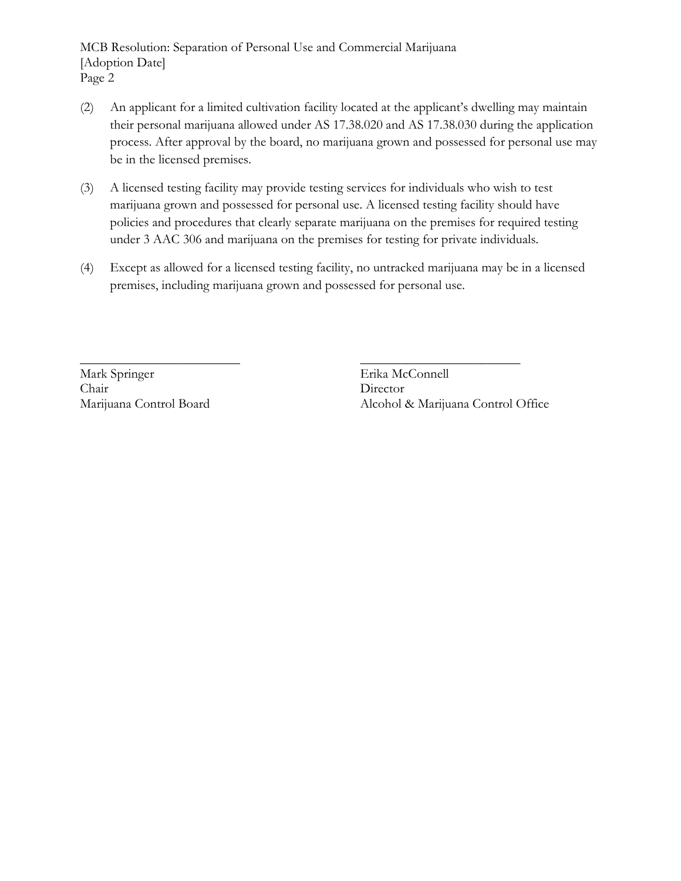(2) An applicant for a limited cultivation facility located at the applicant's dwelling may maintain their personal marijuana allowed under AS 17.38.020 and AS 17.38.030 during the application process. After approval by the board, no marijuana grown and possessed for personal use may be in the licensed premises.

(3) A licensed testing facility may provide testing services for individuals who wish to test marijuana grown and possessed for personal use. A licensed testing facility should have policies and procedures that clearly separate marijuana on the premises for required testing under 3 AAC 306 and marijuana on the premises for testing for private individuals.

(4) Except as allowed for a licensed testing facility, no untracked marijuana may be in a licensed premises, including marijuana grown and possessed for personal use.

\_\_\_\_\_\_\_\_\_\_\_\_\_\_\_\_\_\_\_\_\_\_\_\_\_
Mark Springer
Chair
Marijuana Control Board

\_\_\_\_\_\_\_\_\_\_\_\_\_\_\_\_\_\_\_\_\_\_\_\_\_
Erika McConnell
Director
Alcohol & Marijuana Control Office